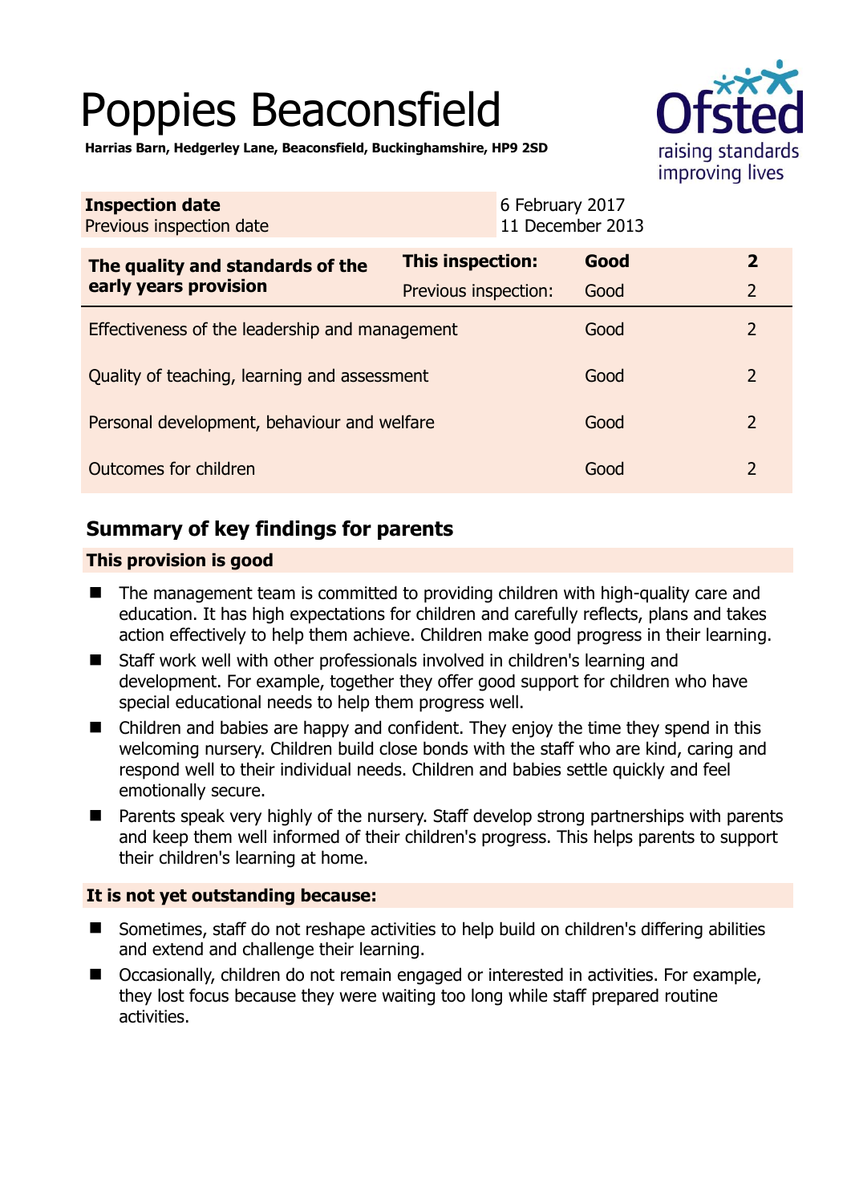# Poppies Beaconsfield

**Harrias Barn, Hedgerley Lane, Beaconsfield, Buckinghamshire, HP9 2SD**

| **Inspection date** | 6 February 2017 |
| --- | --- |
| Previous inspection date | 11 December 2013 |

| **The quality and standards of the early years provision** | **This inspection:** | **Good** | **2** |
| --- | --- | --- | --- |
| | Previous inspection: | Good | 2 |
| Effectiveness of the leadership and management | | Good | 2 |
| Quality of teaching, learning and assessment | | Good | 2 |
| Personal development, behaviour and welfare | | Good | 2 |
| Outcomes for children | | Good | 2 |

## Summary of key findings for parents

**This provision is good**

- The management team is committed to providing children with high-quality care and education. It has high expectations for children and carefully reflects, plans and takes action effectively to help them achieve. Children make good progress in their learning.
- Staff work well with other professionals involved in children's learning and development. For example, together they offer good support for children who have special educational needs to help them progress well.
- Children and babies are happy and confident. They enjoy the time they spend in this welcoming nursery. Children build close bonds with the staff who are kind, caring and respond well to their individual needs. Children and babies settle quickly and feel emotionally secure.
- Parents speak very highly of the nursery. Staff develop strong partnerships with parents and keep them well informed of their children's progress. This helps parents to support their children's learning at home.

**It is not yet outstanding because:**

- Sometimes, staff do not reshape activities to help build on children's differing abilities and extend and challenge their learning.
- Occasionally, children do not remain engaged or interested in activities. For example, they lost focus because they were waiting too long while staff prepared routine activities.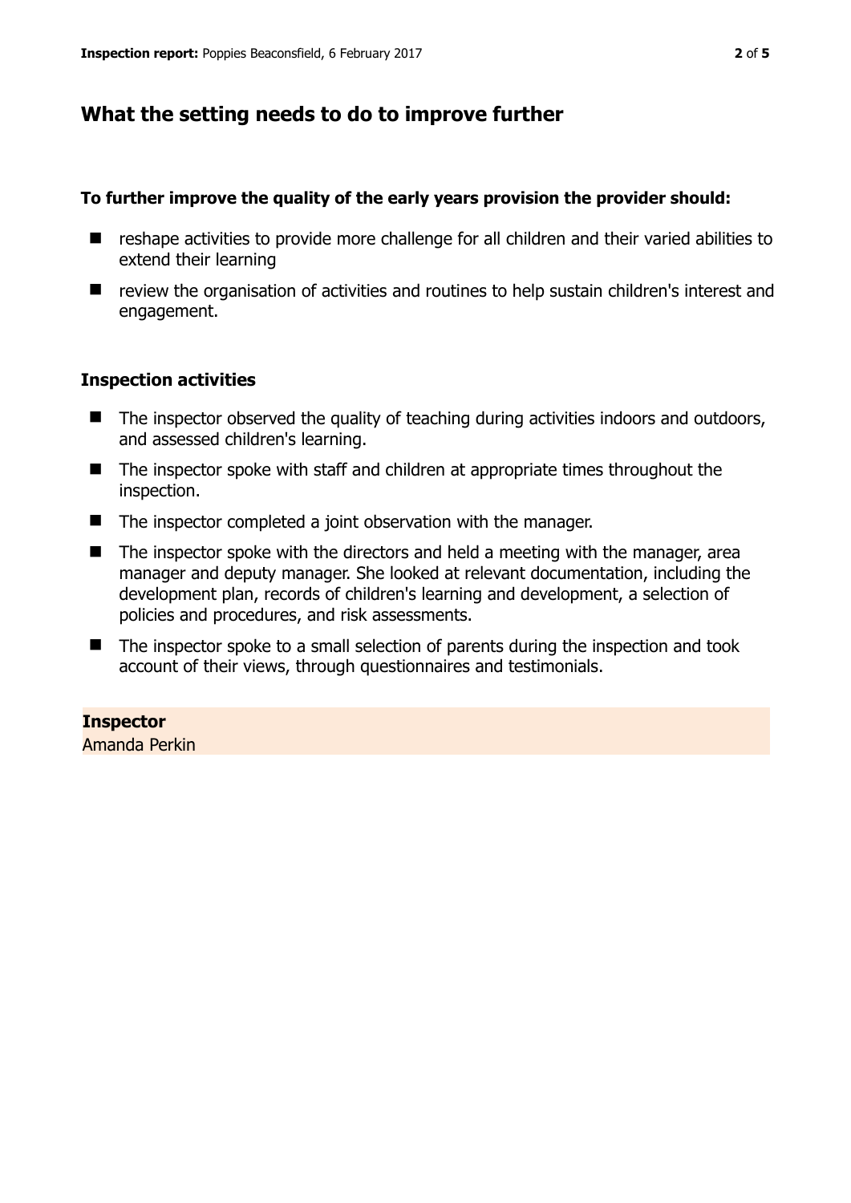## What the setting needs to do to improve further

### To further improve the quality of the early years provision the provider should:

- reshape activities to provide more challenge for all children and their varied abilities to extend their learning
- review the organisation of activities and routines to help sustain children's interest and engagement.

### Inspection activities

- The inspector observed the quality of teaching during activities indoors and outdoors, and assessed children's learning.
- The inspector spoke with staff and children at appropriate times throughout the inspection.
- The inspector completed a joint observation with the manager.
- The inspector spoke with the directors and held a meeting with the manager, area manager and deputy manager. She looked at relevant documentation, including the development plan, records of children's learning and development, a selection of policies and procedures, and risk assessments.
- The inspector spoke to a small selection of parents during the inspection and took account of their views, through questionnaires and testimonials.

**Inspector**
Amanda Perkin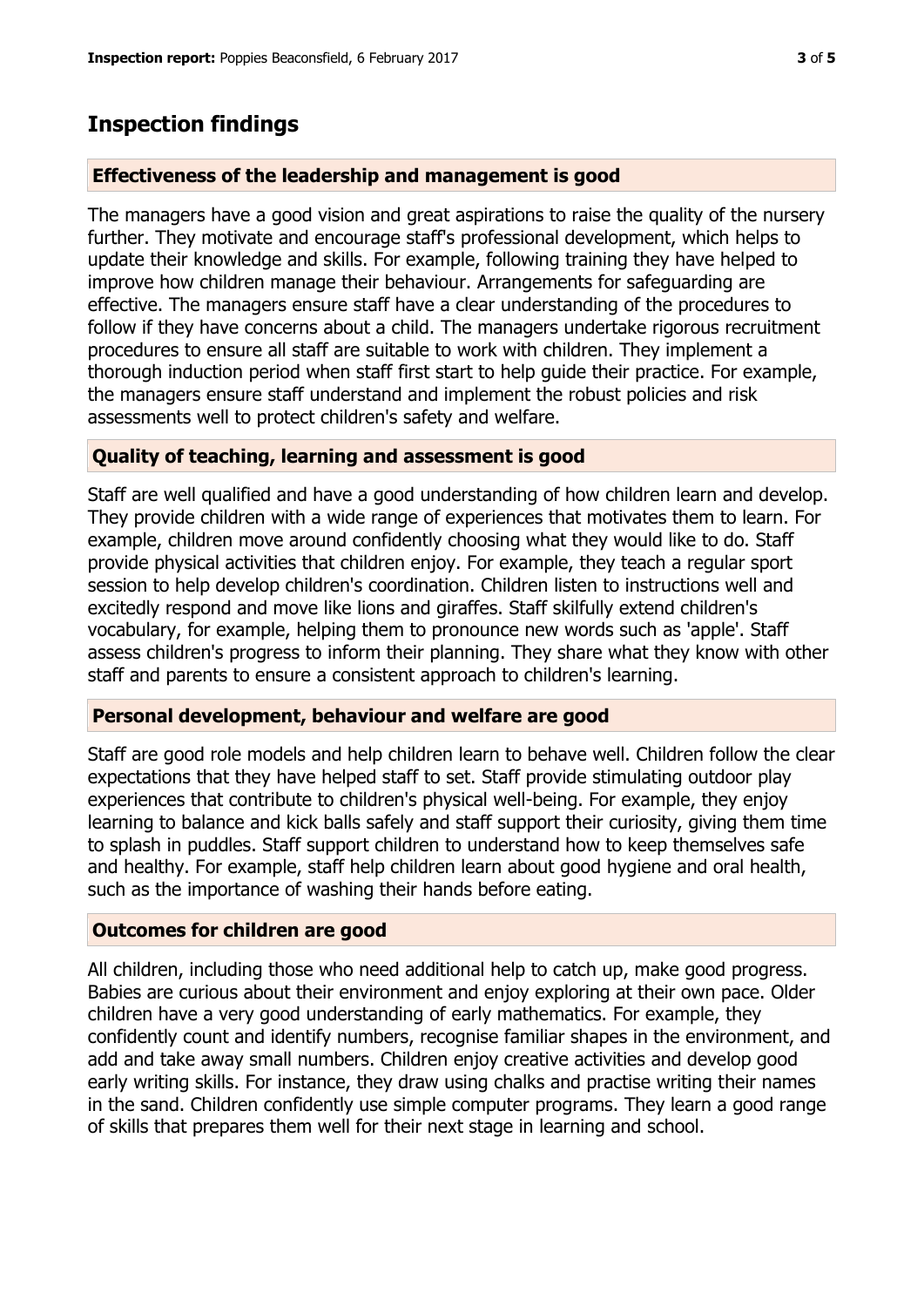## Inspection findings

### Effectiveness of the leadership and management is good

The managers have a good vision and great aspirations to raise the quality of the nursery further. They motivate and encourage staff's professional development, which helps to update their knowledge and skills. For example, following training they have helped to improve how children manage their behaviour. Arrangements for safeguarding are effective. The managers ensure staff have a clear understanding of the procedures to follow if they have concerns about a child. The managers undertake rigorous recruitment procedures to ensure all staff are suitable to work with children. They implement a thorough induction period when staff first start to help guide their practice. For example, the managers ensure staff understand and implement the robust policies and risk assessments well to protect children's safety and welfare.

### Quality of teaching, learning and assessment is good

Staff are well qualified and have a good understanding of how children learn and develop. They provide children with a wide range of experiences that motivates them to learn. For example, children move around confidently choosing what they would like to do. Staff provide physical activities that children enjoy. For example, they teach a regular sport session to help develop children's coordination. Children listen to instructions well and excitedly respond and move like lions and giraffes. Staff skilfully extend children's vocabulary, for example, helping them to pronounce new words such as 'apple'. Staff assess children's progress to inform their planning. They share what they know with other staff and parents to ensure a consistent approach to children's learning.

### Personal development, behaviour and welfare are good

Staff are good role models and help children learn to behave well. Children follow the clear expectations that they have helped staff to set. Staff provide stimulating outdoor play experiences that contribute to children's physical well-being. For example, they enjoy learning to balance and kick balls safely and staff support their curiosity, giving them time to splash in puddles. Staff support children to understand how to keep themselves safe and healthy. For example, staff help children learn about good hygiene and oral health, such as the importance of washing their hands before eating.

### Outcomes for children are good

All children, including those who need additional help to catch up, make good progress. Babies are curious about their environment and enjoy exploring at their own pace. Older children have a very good understanding of early mathematics. For example, they confidently count and identify numbers, recognise familiar shapes in the environment, and add and take away small numbers. Children enjoy creative activities and develop good early writing skills. For instance, they draw using chalks and practise writing their names in the sand. Children confidently use simple computer programs. They learn a good range of skills that prepares them well for their next stage in learning and school.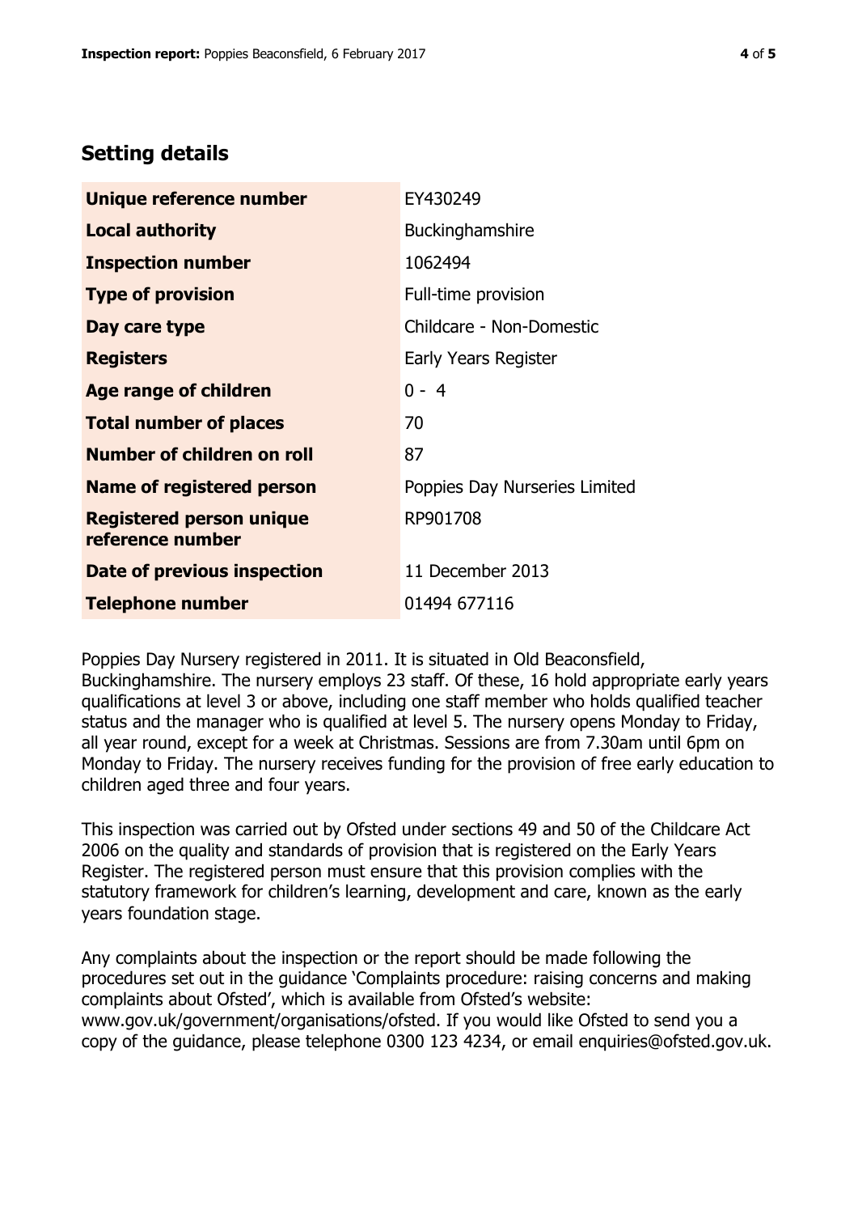## Setting details

| | |
|---|---|
| **Unique reference number** | EY430249 |
| **Local authority** | Buckinghamshire |
| **Inspection number** | 1062494 |
| **Type of provision** | Full-time provision |
| **Day care type** | Childcare - Non-Domestic |
| **Registers** | Early Years Register |
| **Age range of children** | 0 - 4 |
| **Total number of places** | 70 |
| **Number of children on roll** | 87 |
| **Name of registered person** | Poppies Day Nurseries Limited |
| **Registered person unique reference number** | RP901708 |
| **Date of previous inspection** | 11 December 2013 |
| **Telephone number** | 01494 677116 |

Poppies Day Nursery registered in 2011. It is situated in Old Beaconsfield, Buckinghamshire. The nursery employs 23 staff. Of these, 16 hold appropriate early years qualifications at level 3 or above, including one staff member who holds qualified teacher status and the manager who is qualified at level 5. The nursery opens Monday to Friday, all year round, except for a week at Christmas. Sessions are from 7.30am until 6pm on Monday to Friday. The nursery receives funding for the provision of free early education to children aged three and four years.

This inspection was carried out by Ofsted under sections 49 and 50 of the Childcare Act 2006 on the quality and standards of provision that is registered on the Early Years Register. The registered person must ensure that this provision complies with the statutory framework for children's learning, development and care, known as the early years foundation stage.

Any complaints about the inspection or the report should be made following the procedures set out in the guidance 'Complaints procedure: raising concerns and making complaints about Ofsted', which is available from Ofsted's website: www.gov.uk/government/organisations/ofsted. If you would like Ofsted to send you a copy of the guidance, please telephone 0300 123 4234, or email enquiries@ofsted.gov.uk.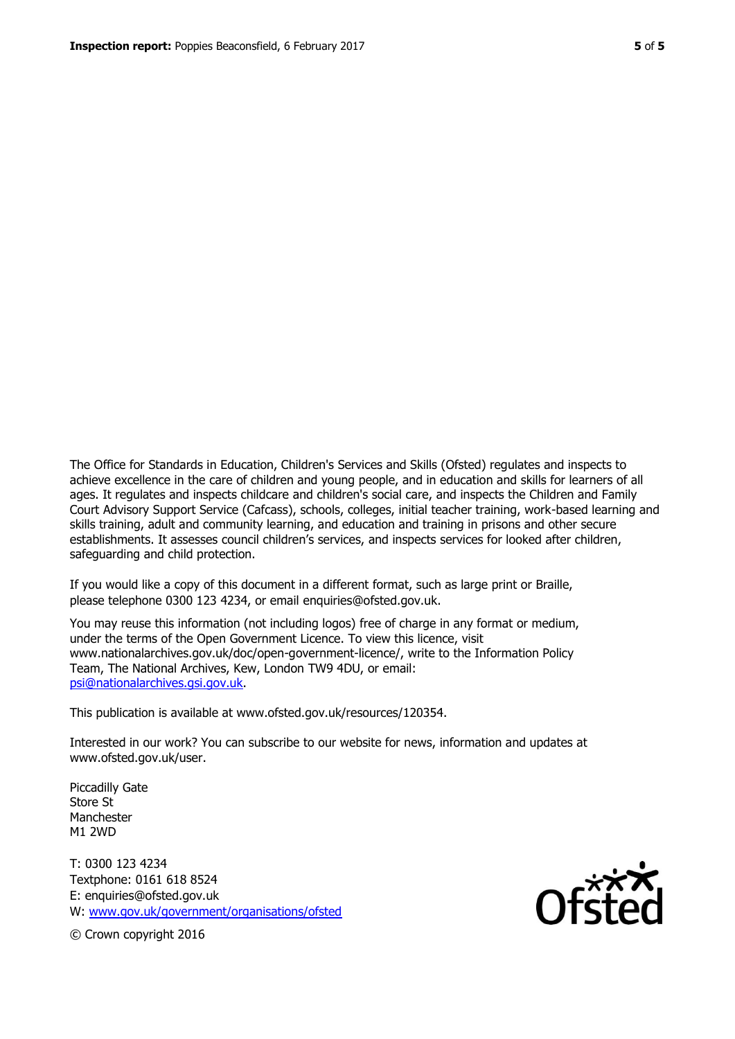The Office for Standards in Education, Children's Services and Skills (Ofsted) regulates and inspects to achieve excellence in the care of children and young people, and in education and skills for learners of all ages. It regulates and inspects childcare and children's social care, and inspects the Children and Family Court Advisory Support Service (Cafcass), schools, colleges, initial teacher training, work-based learning and skills training, adult and community learning, and education and training in prisons and other secure establishments. It assesses council children's services, and inspects services for looked after children, safeguarding and child protection.

If you would like a copy of this document in a different format, such as large print or Braille, please telephone 0300 123 4234, or email enquiries@ofsted.gov.uk.

You may reuse this information (not including logos) free of charge in any format or medium, under the terms of the Open Government Licence. To view this licence, visit www.nationalarchives.gov.uk/doc/open-government-licence/, write to the Information Policy Team, The National Archives, Kew, London TW9 4DU, or email: psi@nationalarchives.gsi.gov.uk.

This publication is available at www.ofsted.gov.uk/resources/120354.

Interested in our work? You can subscribe to our website for news, information and updates at www.ofsted.gov.uk/user.

Piccadilly Gate
Store St
Manchester
M1 2WD

T: 0300 123 4234
Textphone: 0161 618 8524
E: enquiries@ofsted.gov.uk
W: www.gov.uk/government/organisations/ofsted

© Crown copyright 2016